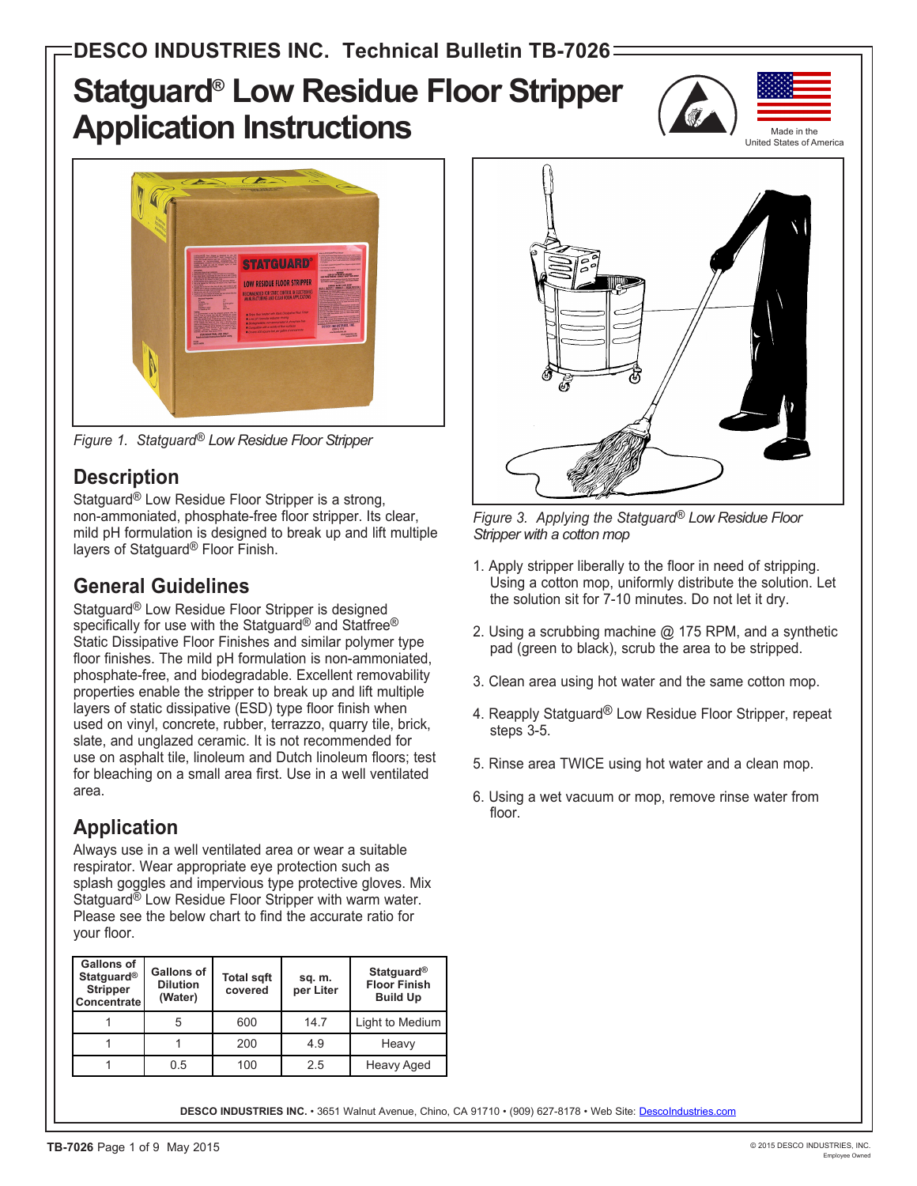# DESCO INDUSTRIES INC. Technical Bulletin TB-7026

# Statguard® Low Residue Floor Stripper Application Instructions

Made in the United States of America

Figure 1. Statguard® Low Residue Floor Stripper

## Description

Statguard® Low Residue Floor Stripper is a strong, non-ammoniated, phosphate-free floor stripper. Its clear, mild pH formulation is designed to break up and lift multiple layers of Statguard® Floor Finish.

## General Guidelines

Statguard® Low Residue Floor Stripper is designed specifically for use with the Statguard® and Statfree® Static Dissipative Floor Finishes and similar polymer type floor finishes. The mild pH formulation is non-ammoniated, phosphate-free, and biodegradable. Excellent removability properties enable the stripper to break up and lift multiple layers of static dissipative (ESD) type floor finish when used on vinyl, concrete, rubber, terrazzo, quarry tile, brick, slate, and unglazed ceramic. It is not recommended for use on asphalt tile, linoleum and Dutch linoleum floors; test for bleaching on a small area first. Use in a well ventilated area.

## Application

Always use in a well ventilated area or wear a suitable respirator. Wear appropriate eye protection such as splash goggles and impervious type protective gloves. Mix Statguard® Low Residue Floor Stripper with warm water. Please see the below chart to find the accurate ratio for your floor.

| Gallons of Statguard® Stripper Concentrate | Gallons of Dilution (Water) | Total sqft covered | sq. m. per Liter | Statguard® Floor Finish Build Up |
|---|---|---|---|---|
| 1 | 5 | 600 | 14.7 | Light to Medium |
| 1 | 1 | 200 | 4.9 | Heavy |
| 1 | 0.5 | 100 | 2.5 | Heavy Aged |

Figure 3. Applying the Statguard® Low Residue Floor Stripper with a cotton mop

1. Apply stripper liberally to the floor in need of stripping. Using a cotton mop, uniformly distribute the solution. Let the solution sit for 7-10 minutes. Do not let it dry.
2. Using a scrubbing machine @ 175 RPM, and a synthetic pad (green to black), scrub the area to be stripped.
3. Clean area using hot water and the same cotton mop.
4. Reapply Statguard® Low Residue Floor Stripper, repeat steps 3-5.
5. Rinse area TWICE using hot water and a clean mop.
6. Using a wet vacuum or mop, remove rinse water from floor.

**DESCO INDUSTRIES INC.** • 3651 Walnut Avenue, Chino, CA 91710 • (909) 627-8178 • Web Site: DescoIndustries.com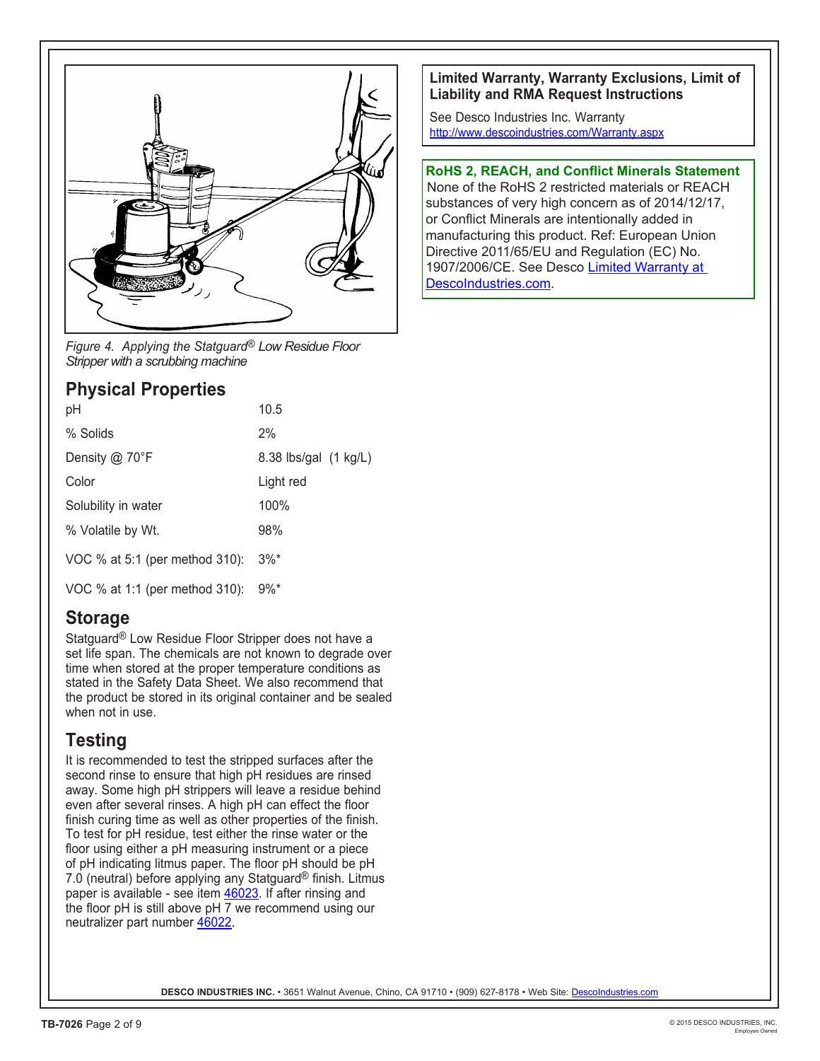*Figure 4. Applying the Statguard® Low Residue Floor Stripper with a scrubbing machine*

## Physical Properties

| | |
|---|---|
| pH | 10.5 |
| % Solids | 2% |
| Density @ 70°F | 8.38 lbs/gal (1 kg/L) |
| Color | Light red |
| Solubility in water | 100% |
| % Volatile by Wt. | 98% |
| VOC % at 5:1 (per method 310): | 3%* |
| VOC % at 1:1 (per method 310): | 9%* |

## Storage

Statguard® Low Residue Floor Stripper does not have a set life span. The chemicals are not known to degrade over time when stored at the proper temperature conditions as stated in the Safety Data Sheet. We also recommend that the product be stored in its original container and be sealed when not in use.

## Testing

It is recommended to test the stripped surfaces after the second rinse to ensure that high pH residues are rinsed away. Some high pH strippers will leave a residue behind even after several rinses. A high pH can effect the floor finish curing time as well as other properties of the finish. To test for pH residue, test either the rinse water or the floor using either a pH measuring instrument or a piece of pH indicating litmus paper. The floor pH should be pH 7.0 (neutral) before applying any Statguard® finish. Litmus paper is available - see item 46023. If after rinsing and the floor pH is still above pH 7 we recommend using our neutralizer part number 46022.

### Limited Warranty, Warranty Exclusions, Limit of Liability and RMA Request Instructions

See Desco Industries Inc. Warranty
http://www.descoindustries.com/Warranty.aspx

### RoHS 2, REACH, and Conflict Minerals Statement

None of the RoHS 2 restricted materials or REACH substances of very high concern as of 2014/12/17, or Conflict Minerals are intentionally added in manufacturing this product. Ref: European Union Directive 2011/65/EU and Regulation (EC) No. 1907/2006/CE. See Desco Limited Warranty at DescoIndustries.com.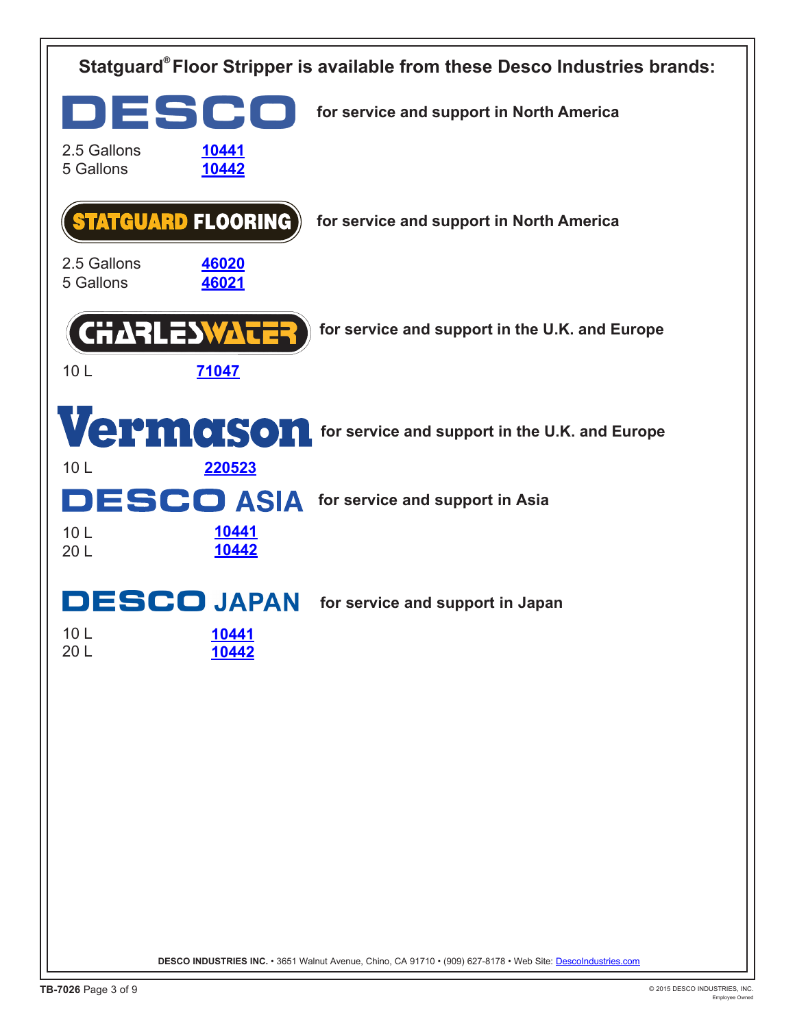## Statguard® Floor Stripper is available from these Desco Industries brands:

**DESCO** for service and support in North America

| | |
|---|---|
| 2.5 Gallons | **10441** |
| 5 Gallons | **10442** |

**STATGUARD FLOORING** for service and support in North America

| | |
|---|---|
| 2.5 Gallons | **46020** |
| 5 Gallons | **46021** |

**CHARLESWATER** for service and support in the U.K. and Europe

| | |
|---|---|
| 10 L | **71047** |

**Vermason** for service and support in the U.K. and Europe

| | |
|---|---|
| 10 L | **220523** |

**DESCO ASIA** for service and support in Asia

| | |
|---|---|
| 10 L | **10441** |
| 20 L | **10442** |

**DESCO JAPAN** for service and support in Japan

| | |
|---|---|
| 10 L | **10441** |
| 20 L | **10442** |

**DESCO INDUSTRIES INC.** • 3651 Walnut Avenue, Chino, CA 91710 • (909) 627-8178 • Web Site: DescoIndustries.com

**TB-7026**

© 2015 DESCO INDUSTRIES, INC.
Employee Owned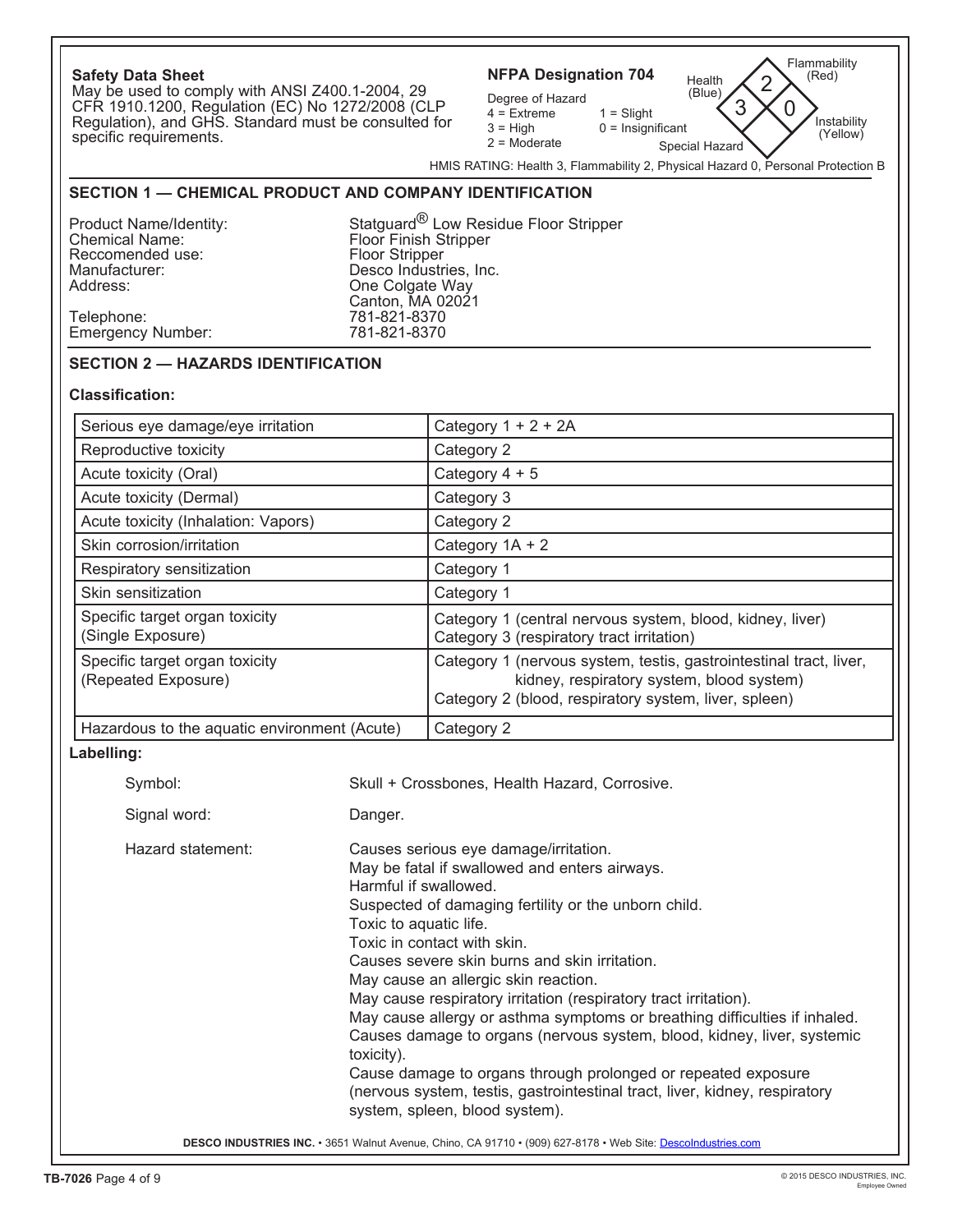**Safety Data Sheet**
May be used to comply with ANSI Z400.1-2004, 29 CFR 1910.1200, Regulation (EC) No 1272/2008 (CLP Regulation), and GHS. Standard must be consulted for specific requirements.

**NFPA Designation 704**

Degree of Hazard
4 = Extreme
3 = High
2 = Moderate
1 = Slight
0 = Insignificant

Health (Blue): 3
Flammability (Red): 2
Instability (Yellow): 0
Special Hazard

HMIS RATING: Health 3, Flammability 2, Physical Hazard 0, Personal Protection B

## SECTION 1 — CHEMICAL PRODUCT AND COMPANY IDENTIFICATION

| | |
|---|---|
| Product Name/Identity: | Statguard® Low Residue Floor Stripper |
| Chemical Name: | Floor Finish Stripper |
| Reccomended use: | Floor Stripper |
| Manufacturer: | Desco Industries, Inc. |
| Address: | One Colgate Way<br>Canton, MA 02021 |
| Telephone: | 781-821-8370 |
| Emergency Number: | 781-821-8370 |

## SECTION 2 — HAZARDS IDENTIFICATION

**Classification:**

| Hazard class | Category |
|---|---|
| Serious eye damage/eye irritation | Category 1 + 2 + 2A |
| Reproductive toxicity | Category 2 |
| Acute toxicity (Oral) | Category 4 + 5 |
| Acute toxicity (Dermal) | Category 3 |
| Acute toxicity (Inhalation: Vapors) | Category 2 |
| Skin corrosion/irritation | Category 1A + 2 |
| Respiratory sensitization | Category 1 |
| Skin sensitization | Category 1 |
| Specific target organ toxicity (Single Exposure) | Category 1 (central nervous system, blood, kidney, liver)<br>Category 3 (respiratory tract irritation) |
| Specific target organ toxicity (Repeated Exposure) | Category 1 (nervous system, testis, gastrointestinal tract, liver, kidney, respiratory system, blood system)<br>Category 2 (blood, respiratory system, liver, spleen) |
| Hazardous to the aquatic environment (Acute) | Category 2 |

**Labelling:**

Symbol: Skull + Crossbones, Health Hazard, Corrosive.

Signal word: Danger.

Hazard statement:
Causes serious eye damage/irritation.
May be fatal if swallowed and enters airways.
Harmful if swallowed.
Suspected of damaging fertility or the unborn child.
Toxic to aquatic life.
Toxic in contact with skin.
Causes severe skin burns and skin irritation.
May cause an allergic skin reaction.
May cause respiratory irritation (respiratory tract irritation).
May cause allergy or asthma symptoms or breathing difficulties if inhaled.
Causes damage to organs (nervous system, blood, kidney, liver, systemic toxicity).
Cause damage to organs through prolonged or repeated exposure (nervous system, testis, gastrointestinal tract, liver, kidney, respiratory system, spleen, blood system).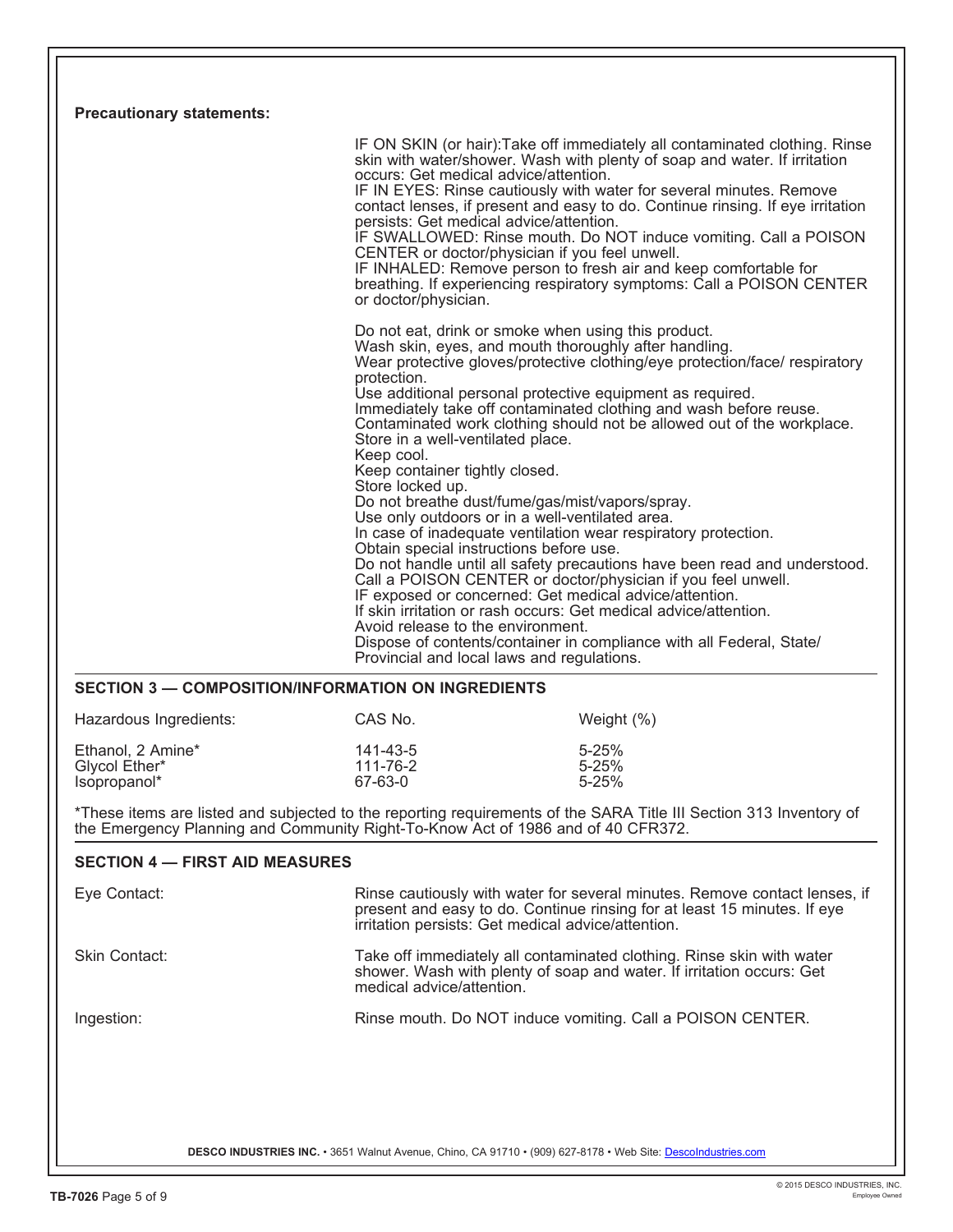**Precautionary statements:**

IF ON SKIN (or hair):Take off immediately all contaminated clothing. Rinse skin with water/shower. Wash with plenty of soap and water. If irritation occurs: Get medical advice/attention.
IF IN EYES: Rinse cautiously with water for several minutes. Remove contact lenses, if present and easy to do. Continue rinsing. If eye irritation persists: Get medical advice/attention.
IF SWALLOWED: Rinse mouth. Do NOT induce vomiting. Call a POISON CENTER or doctor/physician if you feel unwell.
IF INHALED: Remove person to fresh air and keep comfortable for breathing. If experiencing respiratory symptoms: Call a POISON CENTER or doctor/physician.

Do not eat, drink or smoke when using this product.
Wash skin, eyes, and mouth thoroughly after handling.
Wear protective gloves/protective clothing/eye protection/face/ respiratory protection.
Use additional personal protective equipment as required.
Immediately take off contaminated clothing and wash before reuse.
Contaminated work clothing should not be allowed out of the workplace.
Store in a well-ventilated place.
Keep cool.
Keep container tightly closed.
Store locked up.
Do not breathe dust/fume/gas/mist/vapors/spray.
Use only outdoors or in a well-ventilated area.
In case of inadequate ventilation wear respiratory protection.
Obtain special instructions before use.
Do not handle until all safety precautions have been read and understood.
Call a POISON CENTER or doctor/physician if you feel unwell.
IF exposed or concerned: Get medical advice/attention.
If skin irritation or rash occurs: Get medical advice/attention.
Avoid release to the environment.
Dispose of contents/container in compliance with all Federal, State/ Provincial and local laws and regulations.

## SECTION 3 — COMPOSITION/INFORMATION ON INGREDIENTS

| Hazardous Ingredients: | CAS No. | Weight (%) |
|---|---|---|
| Ethanol, 2 Amine* | 141-43-5 | 5-25% |
| Glycol Ether* | 111-76-2 | 5-25% |
| Isopropanol* | 67-63-0 | 5-25% |

*These items are listed and subjected to the reporting requirements of the SARA Title III Section 313 Inventory of the Emergency Planning and Community Right-To-Know Act of 1986 and of 40 CFR372.

## SECTION 4 — FIRST AID MEASURES

**Eye Contact:** Rinse cautiously with water for several minutes. Remove contact lenses, if present and easy to do. Continue rinsing for at least 15 minutes. If eye irritation persists: Get medical advice/attention.

**Skin Contact:** Take off immediately all contaminated clothing. Rinse skin with water shower. Wash with plenty of soap and water. If irritation occurs: Get medical advice/attention.

**Ingestion:** Rinse mouth. Do NOT induce vomiting. Call a POISON CENTER.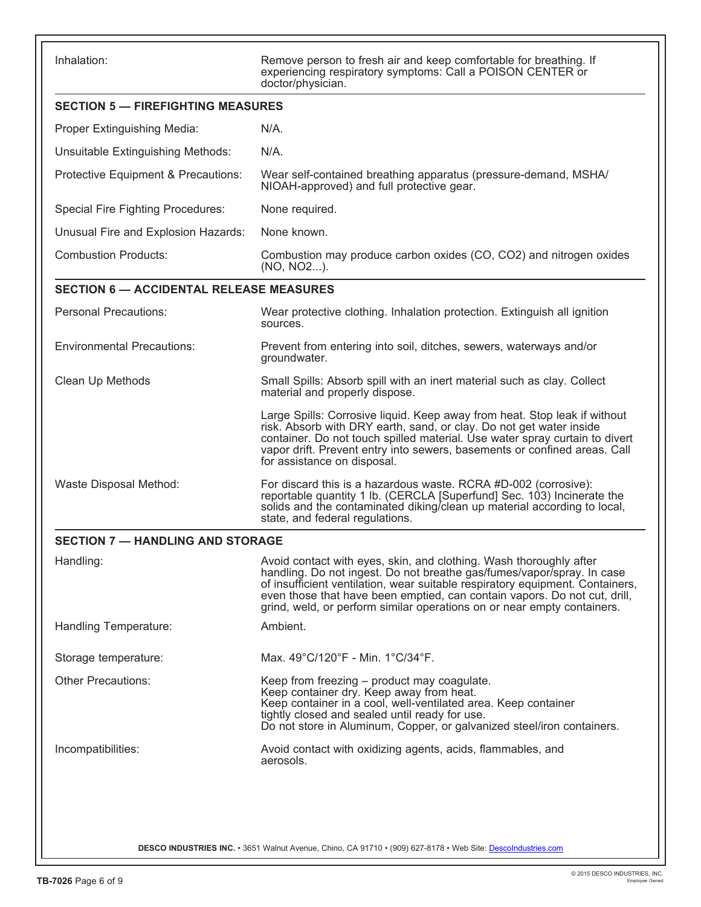| | |
|---|---|
| Inhalation: | Remove person to fresh air and keep comfortable for breathing. If experiencing respiratory symptoms: Call a POISON CENTER or doctor/physician. |

## SECTION 5 — FIREFIGHTING MEASURES

| | |
|---|---|
| Proper Extinguishing Media: | N/A. |
| Unsuitable Extinguishing Methods: | N/A. |
| Protective Equipment & Precautions: | Wear self-contained breathing apparatus (pressure-demand, MSHA/NIOAH-approved) and full protective gear. |
| Special Fire Fighting Procedures: | None required. |
| Unusual Fire and Explosion Hazards: | None known. |
| Combustion Products: | Combustion may produce carbon oxides (CO, $CO_2$) and nitrogen oxides (NO, $NO_2$...). |

## SECTION 6 — ACCIDENTAL RELEASE MEASURES

| | |
|---|---|
| Personal Precautions: | Wear protective clothing. Inhalation protection. Extinguish all ignition sources. |
| Environmental Precautions: | Prevent from entering into soil, ditches, sewers, waterways and/or groundwater. |
| Clean Up Methods | Small Spills: Absorb spill with an inert material such as clay. Collect material and properly dispose. |
| | Large Spills: Corrosive liquid. Keep away from heat. Stop leak if without risk. Absorb with DRY earth, sand, or clay. Do not get water inside container. Do not touch spilled material. Use water spray curtain to divert vapor drift. Prevent entry into sewers, basements or confined areas. Call for assistance on disposal. |
| Waste Disposal Method: | For discard this is a hazardous waste. RCRA #D-002 (corrosive): reportable quantity 1 lb. (CERCLA [Superfund] Sec. 103) Incinerate the solids and the contaminated diking/clean up material according to local, state, and federal regulations. |

## SECTION 7 — HANDLING AND STORAGE

| | |
|---|---|
| Handling: | Avoid contact with eyes, skin, and clothing. Wash thoroughly after handling. Do not ingest. Do not breathe gas/fumes/vapor/spray. In case of insufficient ventilation, wear suitable respiratory equipment. Containers, even those that have been emptied, can contain vapors. Do not cut, drill, grind, weld, or perform similar operations on or near empty containers. |
| Handling Temperature: | Ambient. |
| Storage temperature: | Max. 49°C/120°F - Min. 1°C/34°F. |
| Other Precautions: | Keep from freezing – product may coagulate.<br>Keep container dry. Keep away from heat.<br>Keep container in a cool, well-ventilated area. Keep container tightly closed and sealed until ready for use.<br>Do not store in Aluminum, Copper, or galvanized steel/iron containers. |
| Incompatibilities: | Avoid contact with oxidizing agents, acids, flammables, and aerosols. |

**DESCO INDUSTRIES INC.** • 3651 Walnut Avenue, Chino, CA 91710 • (909) 627-8178 • Web Site: DescoIndustries.com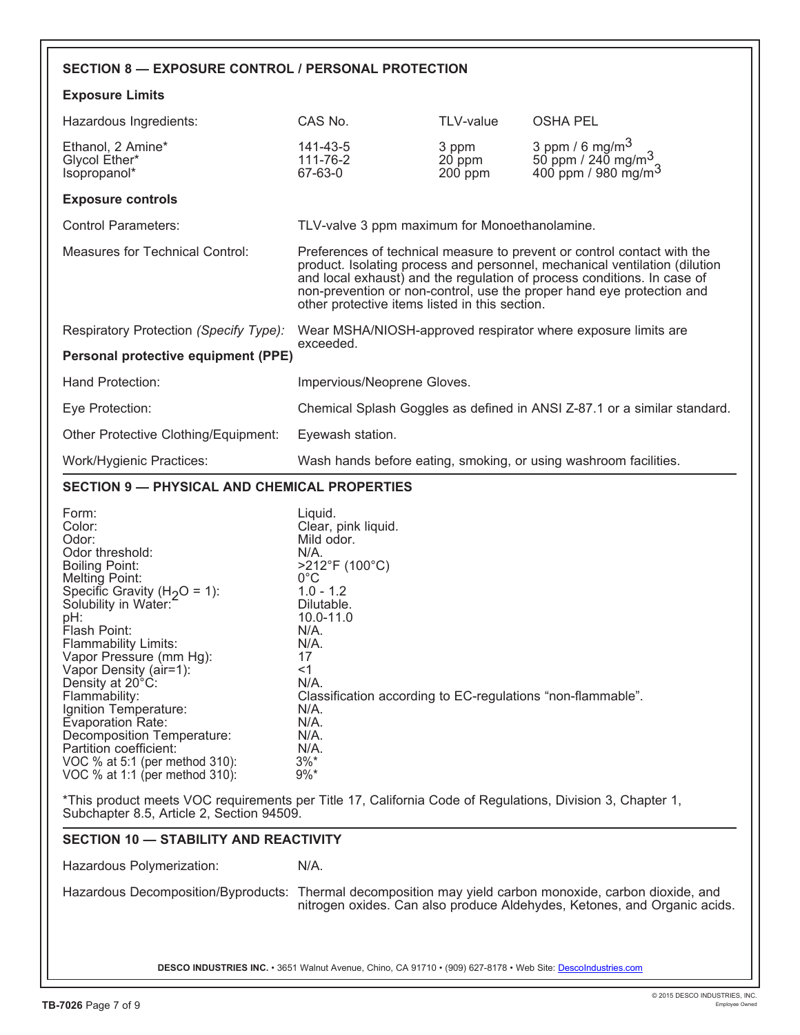## SECTION 8 — EXPOSURE CONTROL / PERSONAL PROTECTION

### Exposure Limits

| Hazardous Ingredients: | CAS No. | TLV-value | OSHA PEL |
|---|---|---|---|
| Ethanol, 2 Amine* | 141-43-5 | 3 ppm | 3 ppm / 6 $mg/m^3$ |
| Glycol Ether* | 111-76-2 | 20 ppm | 50 ppm / 240 $mg/m^3$ |
| Isopropanol* | 67-63-0 | 200 ppm | 400 ppm / 980 $mg/m^3$ |

### Exposure controls

| | |
|---|---|
| Control Parameters: | TLV-valve 3 ppm maximum for Monoethanolamine. |
| Measures for Technical Control: | Preferences of technical measure to prevent or control contact with the product. Isolating process and personnel, mechanical ventilation (dilution and local exhaust) and the regulation of process conditions. In case of non-prevention or non-control, use the proper hand eye protection and other protective items listed in this section. |
| Respiratory Protection *(Specify Type)*: | Wear MSHA/NIOSH-approved respirator where exposure limits are exceeded. |

### Personal protective equipment (PPE)

| | |
|---|---|
| Hand Protection: | Impervious/Neoprene Gloves. |
| Eye Protection: | Chemical Splash Goggles as defined in ANSI Z-87.1 or a similar standard. |
| Other Protective Clothing/Equipment: | Eyewash station. |
| Work/Hygienic Practices: | Wash hands before eating, smoking, or using washroom facilities. |

## SECTION 9 — PHYSICAL AND CHEMICAL PROPERTIES

| | |
|---|---|
| Form: | Liquid. |
| Color: | Clear, pink liquid. |
| Odor: | Mild odor. |
| Odor threshold: | N/A. |
| Boiling Point: | >212°F (100°C) |
| Melting Point: | 0°C |
| Specific Gravity ($H_2O$ = 1): | 1.0 - 1.2 |
| Solubility in Water: | Dilutable. |
| pH: | 10.0-11.0 |
| Flash Point: | N/A. |
| Flammability Limits: | N/A. |
| Vapor Pressure (mm Hg): | 17 |
| Vapor Density (air=1): | <1 |
| Density at 20°C: | N/A. |
| Flammability: | Classification according to EC-regulations "non-flammable". |
| Ignition Temperature: | N/A. |
| Evaporation Rate: | N/A. |
| Decomposition Temperature: | N/A. |
| Partition coefficient: | N/A. |
| VOC % at 5:1 (per method 310): | 3%* |
| VOC % at 1:1 (per method 310): | 9%* |

*This product meets VOC requirements per Title 17, California Code of Regulations, Division 3, Chapter 1, Subchapter 8.5, Article 2, Section 94509.

## SECTION 10 — STABILITY AND REACTIVITY

| | |
|---|---|
| Hazardous Polymerization: | N/A. |
| Hazardous Decomposition/Byproducts: | Thermal decomposition may yield carbon monoxide, carbon dioxide, and nitrogen oxides. Can also produce Aldehydes, Ketones, and Organic acids. |

**DESCO INDUSTRIES INC.** • 3651 Walnut Avenue, Chino, CA 91710 • (909) 627-8178 • Web Site: DescoIndustries.com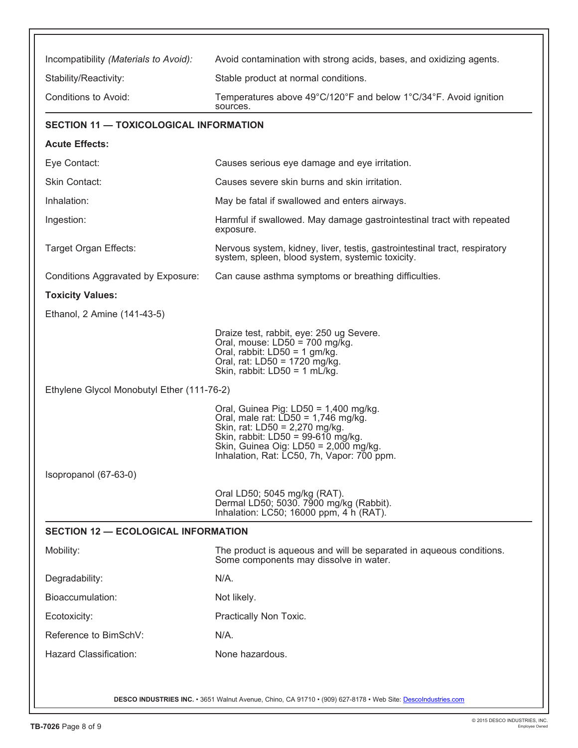| | |
|---|---|
| Incompatibility *(Materials to Avoid)*: | Avoid contamination with strong acids, bases, and oxidizing agents. |
| Stability/Reactivity: | Stable product at normal conditions. |
| Conditions to Avoid: | Temperatures above 49°C/120°F and below 1°C/34°F. Avoid ignition sources. |

## SECTION 11 — TOXICOLOGICAL INFORMATION

**Acute Effects:**

| | |
|---|---|
| Eye Contact: | Causes serious eye damage and eye irritation. |
| Skin Contact: | Causes severe skin burns and skin irritation. |
| Inhalation: | May be fatal if swallowed and enters airways. |
| Ingestion: | Harmful if swallowed. May damage gastrointestinal tract with repeated exposure. |
| Target Organ Effects: | Nervous system, kidney, liver, testis, gastrointestinal tract, respiratory system, spleen, blood system, systemic toxicity. |
| Conditions Aggravated by Exposure: | Can cause asthma symptoms or breathing difficulties. |

**Toxicity Values:**

Ethanol, 2 Amine (141-43-5)

Draize test, rabbit, eye: 250 ug Severe.
Oral, mouse: LD50 = 700 mg/kg.
Oral, rabbit: LD50 = 1 gm/kg.
Oral, rat: LD50 = 1720 mg/kg.
Skin, rabbit: LD50 = 1 mL/kg.

Ethylene Glycol Monobutyl Ether (111-76-2)

Oral, Guinea Pig: LD50 = 1,400 mg/kg.
Oral, male rat: LD50 = 1,746 mg/kg.
Skin, rat: LD50 = 2,270 mg/kg.
Skin, rabbit: LD50 = 99-610 mg/kg.
Skin, Guinea Oig: LD50 = 2,000 mg/kg.
Inhalation, Rat: LC50, 7h, Vapor: 700 ppm.

Isopropanol (67-63-0)

Oral LD50; 5045 mg/kg (RAT).
Dermal LD50; 5030. 7900 mg/kg (Rabbit).
Inhalation: LC50; 16000 ppm, 4 h (RAT).

## SECTION 12 — ECOLOGICAL INFORMATION

| | |
|---|---|
| Mobility: | The product is aqueous and will be separated in aqueous conditions. Some components may dissolve in water. |
| Degradability: | N/A. |
| Bioaccumulation: | Not likely. |
| Ecotoxicity: | Practically Non Toxic. |
| Reference to BimSchV: | N/A. |
| Hazard Classification: | None hazardous. |

**DESCO INDUSTRIES INC.** • 3651 Walnut Avenue, Chino, CA 91710 • (909) 627-8178 • Web Site: DescoIndustries.com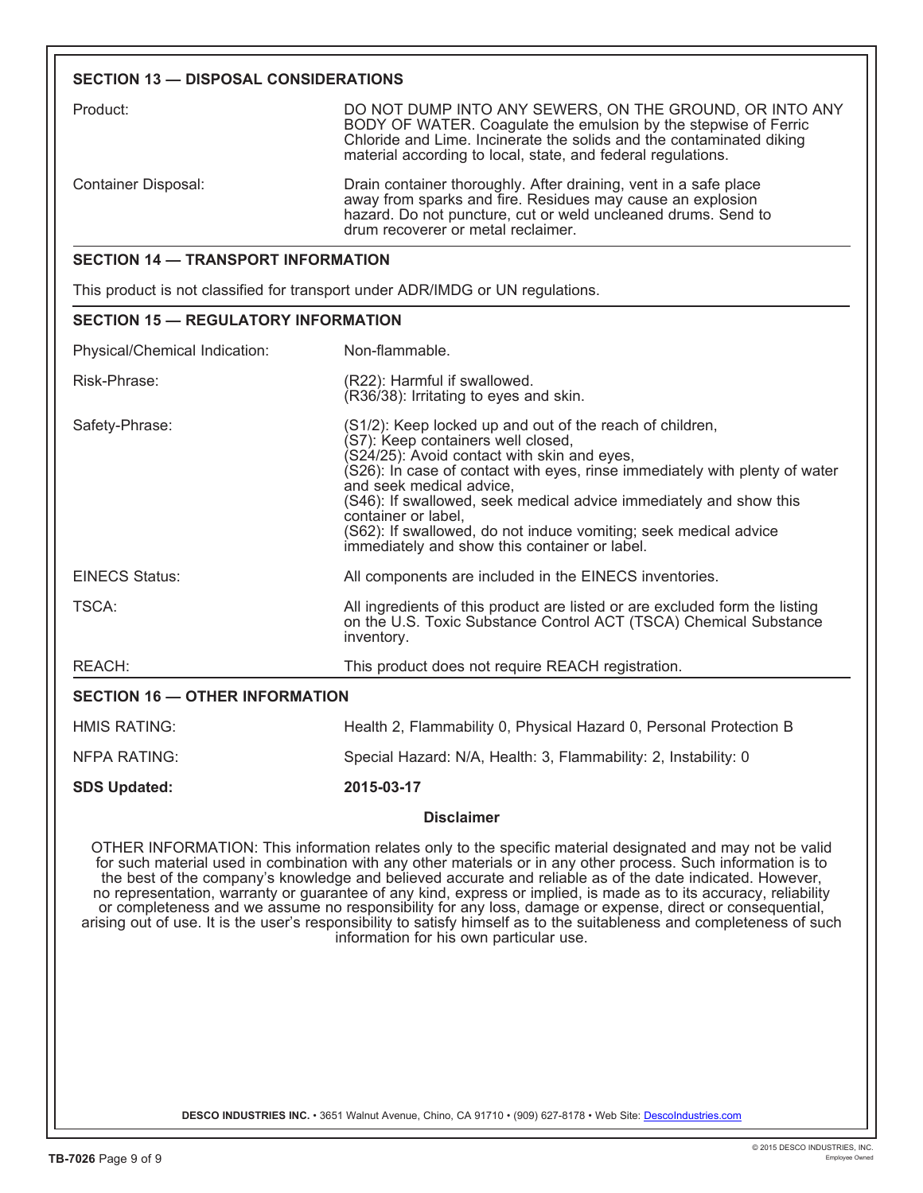## SECTION 13 — DISPOSAL CONSIDERATIONS

| | |
|---|---|
| Product: | DO NOT DUMP INTO ANY SEWERS, ON THE GROUND, OR INTO ANY BODY OF WATER. Coagulate the emulsion by the stepwise of Ferric Chloride and Lime. Incinerate the solids and the contaminated diking material according to local, state, and federal regulations. |
| Container Disposal: | Drain container thoroughly. After draining, vent in a safe place away from sparks and fire. Residues may cause an explosion hazard. Do not puncture, cut or weld uncleaned drums. Send to drum recoverer or metal reclaimer. |

## SECTION 14 — TRANSPORT INFORMATION

This product is not classified for transport under ADR/IMDG or UN regulations.

## SECTION 15 — REGULATORY INFORMATION

| | |
|---|---|
| Physical/Chemical Indication: | Non-flammable. |
| Risk-Phrase: | (R22): Harmful if swallowed.<br>(R36/38): Irritating to eyes and skin. |
| Safety-Phrase: | (S1/2): Keep locked up and out of the reach of children,<br>(S7): Keep containers well closed,<br>(S24/25): Avoid contact with skin and eyes,<br>(S26): In case of contact with eyes, rinse immediately with plenty of water and seek medical advice,<br>(S46): If swallowed, seek medical advice immediately and show this container or label,<br>(S62): If swallowed, do not induce vomiting; seek medical advice immediately and show this container or label. |
| EINECS Status: | All components are included in the EINECS inventories. |
| TSCA: | All ingredients of this product are listed or are excluded form the listing on the U.S. Toxic Substance Control ACT (TSCA) Chemical Substance inventory. |
| REACH: | This product does not require REACH registration. |

## SECTION 16 — OTHER INFORMATION

| | |
|---|---|
| HMIS RATING: | Health 2, Flammability 0, Physical Hazard 0, Personal Protection B |
| NFPA RATING: | Special Hazard: N/A, Health: 3, Flammability: 2, Instability: 0 |
| **SDS Updated:** | **2015-03-17** |

**Disclaimer**

OTHER INFORMATION: This information relates only to the specific material designated and may not be valid for such material used in combination with any other materials or in any other process. Such information is to the best of the company's knowledge and believed accurate and reliable as of the date indicated. However, no representation, warranty or guarantee of any kind, express or implied, is made as to its accuracy, reliability or completeness and we assume no responsibility for any loss, damage or expense, direct or consequential, arising out of use. It is the user's responsibility to satisfy himself as to the suitableness and completeness of such information for his own particular use.

**DESCO INDUSTRIES INC.** • 3651 Walnut Avenue, Chino, CA 91710 • (909) 627-8178 • Web Site: DescoIndustries.com